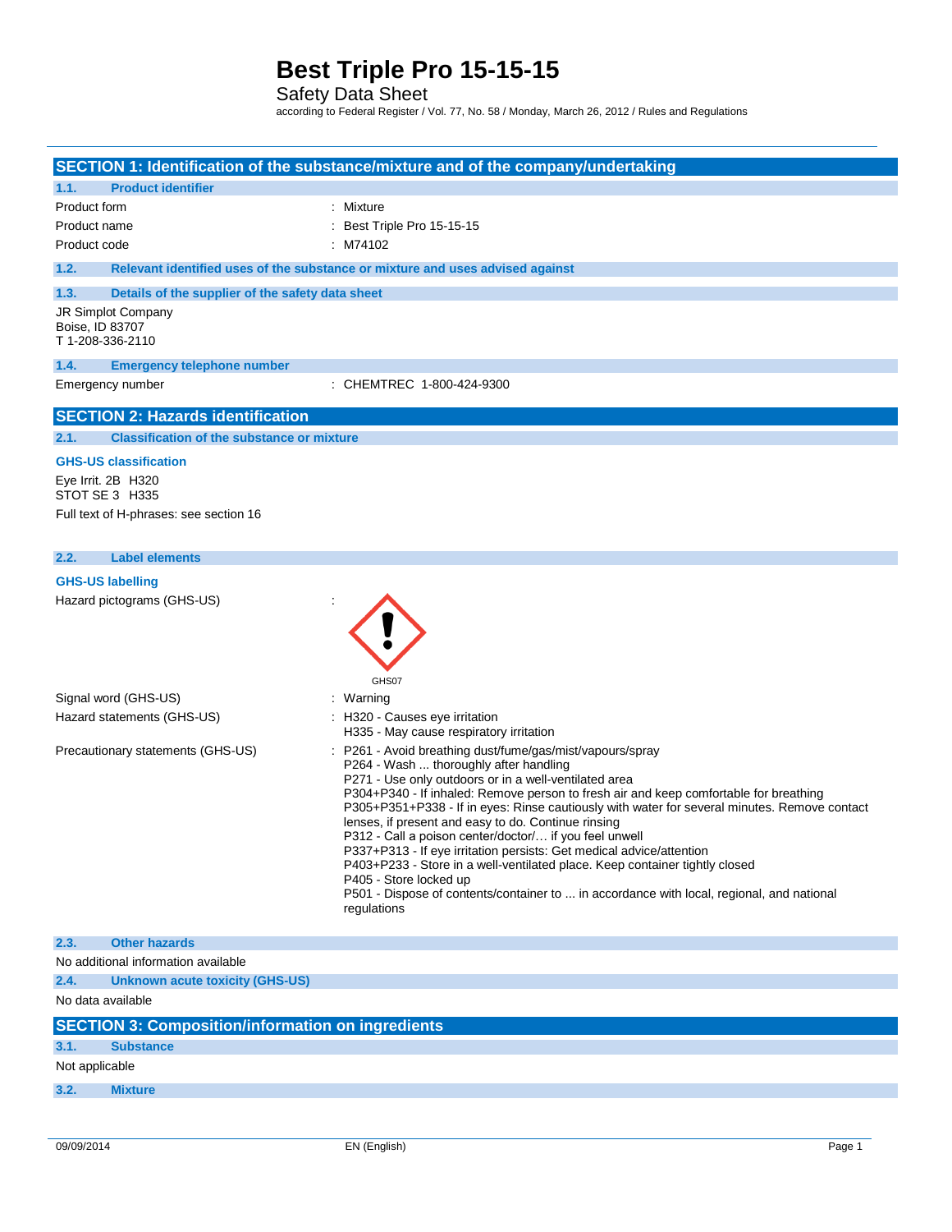# Best Triple Pro 15-15-15

Safety Data Sheet

according to Federal Register / Vol. 77, No. 58 / Monday, March 26, 2012 / Rules and Regulations

## SECTION 1: Identification of the substance/mixture and of the company/undertaking

### 1.1. Product identifier

| | |
|---|---|
| Product form | : Mixture |
| Product name | : Best Triple Pro 15-15-15 |
| Product code | : M74102 |

### 1.2. Relevant identified uses of the substance or mixture and uses advised against

### 1.3. Details of the supplier of the safety data sheet

JR Simplot Company
Boise, ID 83707
T 1-208-336-2110

### 1.4. Emergency telephone number

Emergency number : CHEMTREC 1-800-424-9300

## SECTION 2: Hazards identification

### 2.1. Classification of the substance or mixture

**GHS-US classification**

Eye Irrit. 2B H320
STOT SE 3 H335

Full text of H-phrases: see section 16

### 2.2. Label elements

**GHS-US labelling**

Hazard pictograms (GHS-US) :

GHS07

Signal word (GHS-US) : Warning

Hazard statements (GHS-US) :
- H320 - Causes eye irritation
- H335 - May cause respiratory irritation

Precautionary statements (GHS-US) :
- P261 - Avoid breathing dust/fume/gas/mist/vapours/spray
- P264 - Wash ... thoroughly after handling
- P271 - Use only outdoors or in a well-ventilated area
- P304+P340 - If inhaled: Remove person to fresh air and keep comfortable for breathing
- P305+P351+P338 - If in eyes: Rinse cautiously with water for several minutes. Remove contact lenses, if present and easy to do. Continue rinsing
- P312 - Call a poison center/doctor/… if you feel unwell
- P337+P313 - If eye irritation persists: Get medical advice/attention
- P403+P233 - Store in a well-ventilated place. Keep container tightly closed
- P405 - Store locked up
- P501 - Dispose of contents/container to ... in accordance with local, regional, and national regulations

### 2.3. Other hazards

No additional information available

### 2.4. Unknown acute toxicity (GHS-US)

No data available

## SECTION 3: Composition/information on ingredients

### 3.1. Substance

Not applicable

### 3.2. Mixture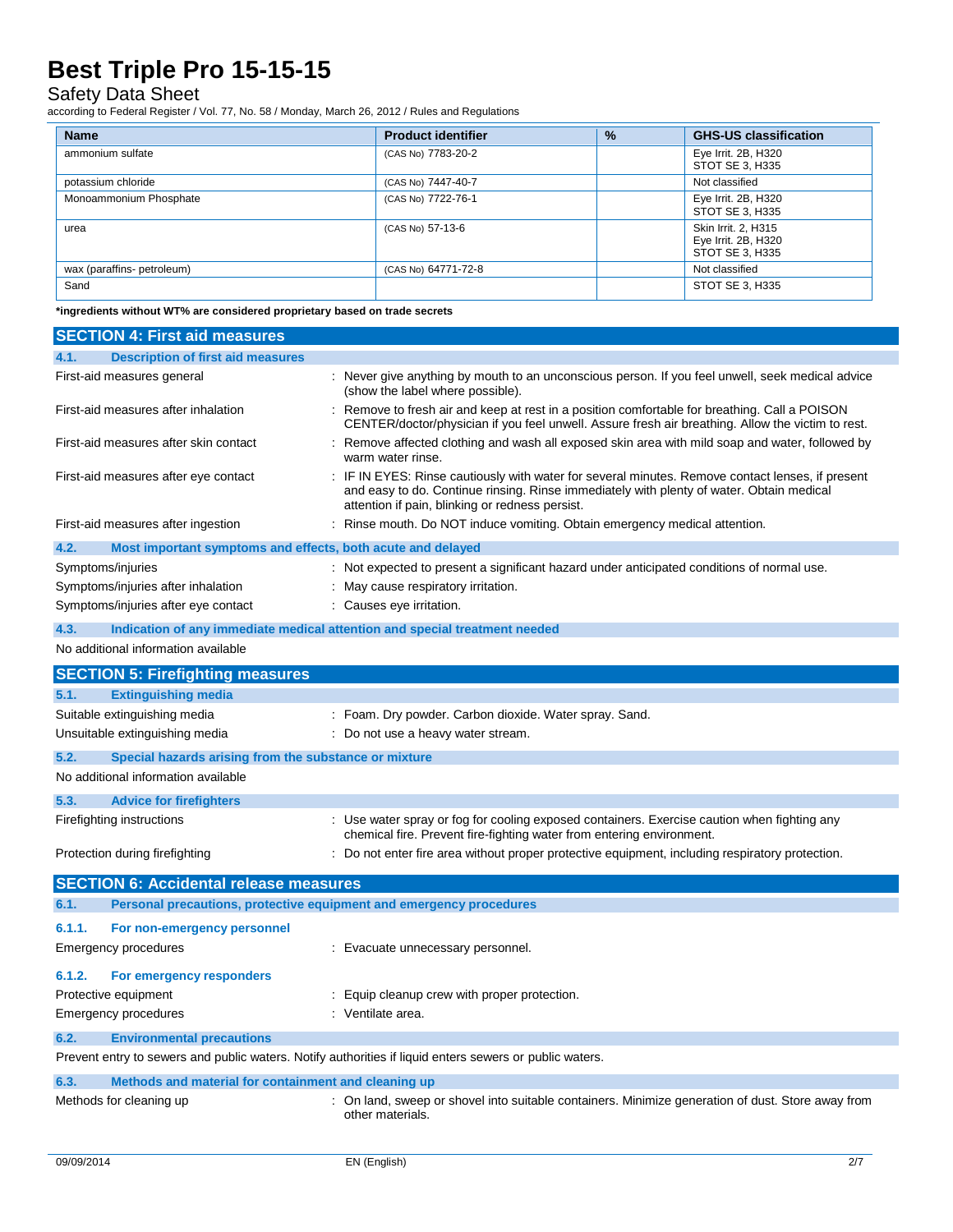| Name | Product identifier | % | GHS-US classification |
|---|---|---|---|
| ammonium sulfate | (CAS No) 7783-20-2 | | Eye Irrit. 2B, H320<br>STOT SE 3, H335 |
| potassium chloride | (CAS No) 7447-40-7 | | Not classified |
| Monoammonium Phosphate | (CAS No) 7722-76-1 | | Eye Irrit. 2B, H320<br>STOT SE 3, H335 |
| urea | (CAS No) 57-13-6 | | Skin Irrit. 2, H315<br>Eye Irrit. 2B, H320<br>STOT SE 3, H335 |
| wax (paraffins- petroleum) | (CAS No) 64771-72-8 | | Not classified |
| Sand | | | STOT SE 3, H335 |

**\*ingredients without WT% are considered proprietary based on trade secrets**

## SECTION 4: First aid measures

### 4.1. Description of first aid measures

First-aid measures general : Never give anything by mouth to an unconscious person. If you feel unwell, seek medical advice (show the label where possible).

First-aid measures after inhalation : Remove to fresh air and keep at rest in a position comfortable for breathing. Call a POISON CENTER/doctor/physician if you feel unwell. Assure fresh air breathing. Allow the victim to rest.

First-aid measures after skin contact : Remove affected clothing and wash all exposed skin area with mild soap and water, followed by warm water rinse.

First-aid measures after eye contact : IF IN EYES: Rinse cautiously with water for several minutes. Remove contact lenses, if present and easy to do. Continue rinsing. Rinse immediately with plenty of water. Obtain medical attention if pain, blinking or redness persist.

First-aid measures after ingestion : Rinse mouth. Do NOT induce vomiting. Obtain emergency medical attention.

### 4.2. Most important symptoms and effects, both acute and delayed

Symptoms/injuries : Not expected to present a significant hazard under anticipated conditions of normal use.

Symptoms/injuries after inhalation : May cause respiratory irritation.

Symptoms/injuries after eye contact : Causes eye irritation.

### 4.3. Indication of any immediate medical attention and special treatment needed

No additional information available

## SECTION 5: Firefighting measures

### 5.1. Extinguishing media

Suitable extinguishing media : Foam. Dry powder. Carbon dioxide. Water spray. Sand.

Unsuitable extinguishing media : Do not use a heavy water stream.

### 5.2. Special hazards arising from the substance or mixture

No additional information available

### 5.3. Advice for firefighters

Firefighting instructions : Use water spray or fog for cooling exposed containers. Exercise caution when fighting any chemical fire. Prevent fire-fighting water from entering environment.

Protection during firefighting : Do not enter fire area without proper protective equipment, including respiratory protection.

## SECTION 6: Accidental release measures

### 6.1. Personal precautions, protective equipment and emergency procedures

#### 6.1.1. For non-emergency personnel

Emergency procedures : Evacuate unnecessary personnel.

#### 6.1.2. For emergency responders

Protective equipment : Equip cleanup crew with proper protection.

Emergency procedures : Ventilate area.

### 6.2. Environmental precautions

Prevent entry to sewers and public waters. Notify authorities if liquid enters sewers or public waters.

### 6.3. Methods and material for containment and cleaning up

Methods for cleaning up : On land, sweep or shovel into suitable containers. Minimize generation of dust. Store away from other materials.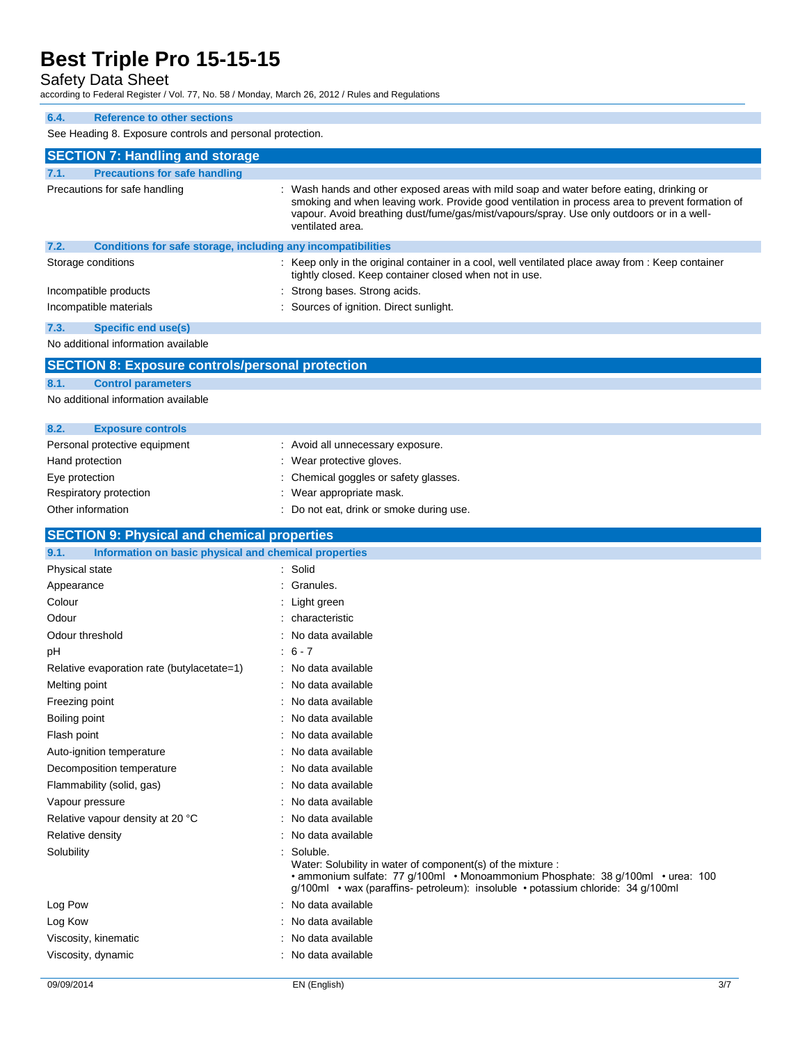### 6.4. Reference to other sections

See Heading 8. Exposure controls and personal protection.

## SECTION 7: Handling and storage

### 7.1. Precautions for safe handling

| | |
|---|---|
| Precautions for safe handling | : Wash hands and other exposed areas with mild soap and water before eating, drinking or smoking and when leaving work. Provide good ventilation in process area to prevent formation of vapour. Avoid breathing dust/fume/gas/mist/vapours/spray. Use only outdoors or in a well-ventilated area. |

### 7.2. Conditions for safe storage, including any incompatibilities

| | |
|---|---|
| Storage conditions | : Keep only in the original container in a cool, well ventilated place away from : Keep container tightly closed. Keep container closed when not in use. |
| Incompatible products | : Strong bases. Strong acids. |
| Incompatible materials | : Sources of ignition. Direct sunlight. |

### 7.3. Specific end use(s)

No additional information available

## SECTION 8: Exposure controls/personal protection

### 8.1. Control parameters

No additional information available

### 8.2. Exposure controls

| | |
|---|---|
| Personal protective equipment | : Avoid all unnecessary exposure. |
| Hand protection | : Wear protective gloves. |
| Eye protection | : Chemical goggles or safety glasses. |
| Respiratory protection | : Wear appropriate mask. |
| Other information | : Do not eat, drink or smoke during use. |

## SECTION 9: Physical and chemical properties

### 9.1. Information on basic physical and chemical properties

| | |
|---|---|
| Physical state | : Solid |
| Appearance | : Granules. |
| Colour | : Light green |
| Odour | : characteristic |
| Odour threshold | : No data available |
| pH | : 6 - 7 |
| Relative evaporation rate (butylacetate=1) | : No data available |
| Melting point | : No data available |
| Freezing point | : No data available |
| Boiling point | : No data available |
| Flash point | : No data available |
| Auto-ignition temperature | : No data available |
| Decomposition temperature | : No data available |
| Flammability (solid, gas) | : No data available |
| Vapour pressure | : No data available |
| Relative vapour density at 20 °C | : No data available |
| Relative density | : No data available |
| Solubility | : Soluble. Water: Solubility in water of component(s) of the mixture : • ammonium sulfate: 77 g/100ml • Monoammonium Phosphate: 38 g/100ml • urea: 100 g/100ml • wax (paraffins- petroleum): insoluble • potassium chloride: 34 g/100ml |
| Log Pow | : No data available |
| Log Kow | : No data available |
| Viscosity, kinematic | : No data available |
| Viscosity, dynamic | : No data available |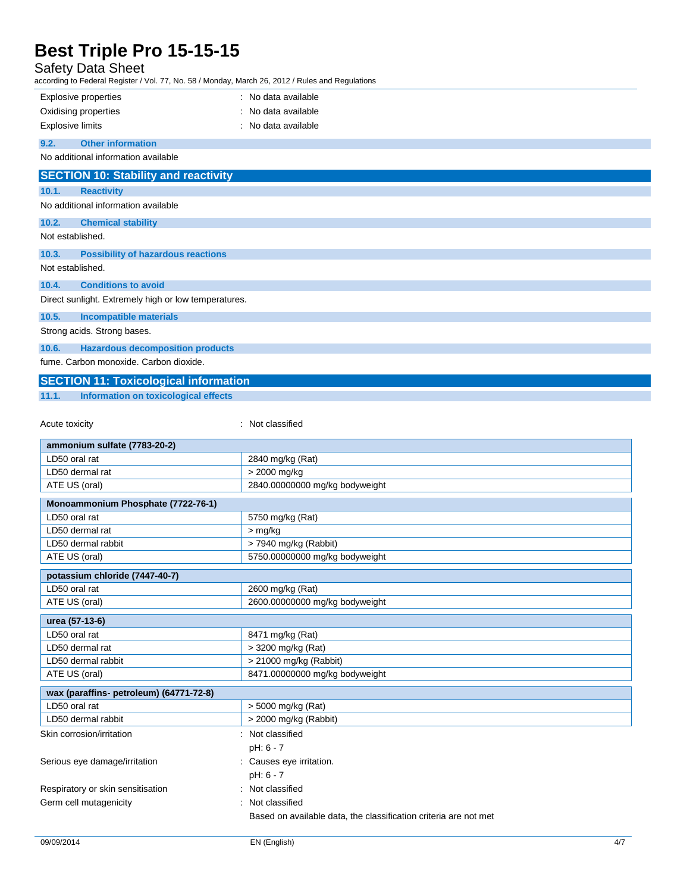| | |
|---|---|
| Explosive properties | : No data available |
| Oxidising properties | : No data available |
| Explosive limits | : No data available |

### 9.2. Other information

No additional information available

## SECTION 10: Stability and reactivity

### 10.1. Reactivity

No additional information available

### 10.2. Chemical stability

Not established.

### 10.3. Possibility of hazardous reactions

Not established.

### 10.4. Conditions to avoid

Direct sunlight. Extremely high or low temperatures.

### 10.5. Incompatible materials

Strong acids. Strong bases.

### 10.6. Hazardous decomposition products

fume. Carbon monoxide. Carbon dioxide.

## SECTION 11: Toxicological information

### 11.1. Information on toxicological effects

Acute toxicity : Not classified

| ammonium sulfate (7783-20-2) | |
|---|---|
| LD50 oral rat | 2840 mg/kg (Rat) |
| LD50 dermal rat | > 2000 mg/kg |
| ATE US (oral) | 2840.00000000 mg/kg bodyweight |

| Monoammonium Phosphate (7722-76-1) | |
|---|---|
| LD50 oral rat | 5750 mg/kg (Rat) |
| LD50 dermal rat | > mg/kg |
| LD50 dermal rabbit | > 7940 mg/kg (Rabbit) |
| ATE US (oral) | 5750.00000000 mg/kg bodyweight |

| potassium chloride (7447-40-7) | |
|---|---|
| LD50 oral rat | 2600 mg/kg (Rat) |
| ATE US (oral) | 2600.00000000 mg/kg bodyweight |

| urea (57-13-6) | |
|---|---|
| LD50 oral rat | 8471 mg/kg (Rat) |
| LD50 dermal rat | > 3200 mg/kg (Rat) |
| LD50 dermal rabbit | > 21000 mg/kg (Rabbit) |
| ATE US (oral) | 8471.00000000 mg/kg bodyweight |

| wax (paraffins- petroleum) (64771-72-8) | |
|---|---|
| LD50 oral rat | > 5000 mg/kg (Rat) |
| LD50 dermal rabbit | > 2000 mg/kg (Rabbit) |

| | |
|---|---|
| Skin corrosion/irritation | : Not classified<br>pH: 6 - 7 |
| Serious eye damage/irritation | : Causes eye irritation.<br>pH: 6 - 7 |
| Respiratory or skin sensitisation | : Not classified |
| Germ cell mutagenicity | : Not classified<br>Based on available data, the classification criteria are not met |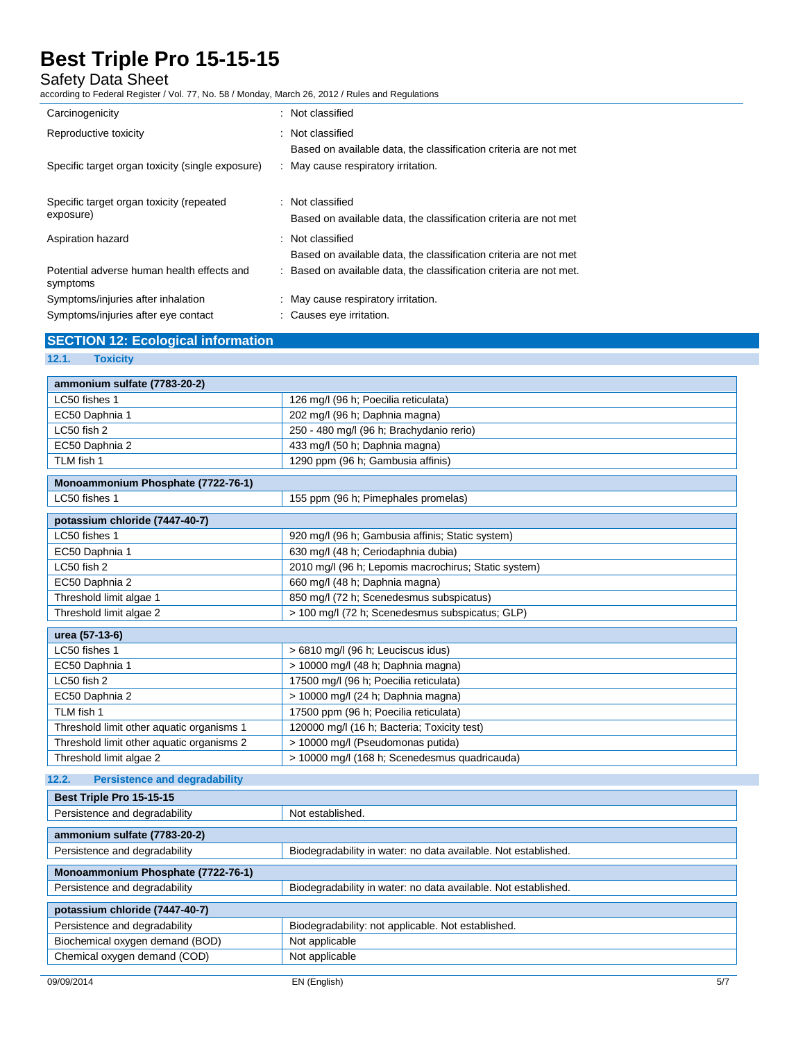| | |
|---|---|
| Carcinogenicity | : Not classified |
| Reproductive toxicity | : Not classified<br>Based on available data, the classification criteria are not met |
| Specific target organ toxicity (single exposure) | : May cause respiratory irritation. |
| Specific target organ toxicity (repeated exposure) | : Not classified<br>Based on available data, the classification criteria are not met |
| Aspiration hazard | : Not classified<br>Based on available data, the classification criteria are not met |
| Potential adverse human health effects and symptoms | : Based on available data, the classification criteria are not met. |
| Symptoms/injuries after inhalation | : May cause respiratory irritation. |
| Symptoms/injuries after eye contact | : Causes eye irritation. |

## SECTION 12: Ecological information

### 12.1. Toxicity

| ammonium sulfate (7783-20-2) | |
|---|---|
| LC50 fishes 1 | 126 mg/l (96 h; Poecilia reticulata) |
| EC50 Daphnia 1 | 202 mg/l (96 h; Daphnia magna) |
| LC50 fish 2 | 250 - 480 mg/l (96 h; Brachydanio rerio) |
| EC50 Daphnia 2 | 433 mg/l (50 h; Daphnia magna) |
| TLM fish 1 | 1290 ppm (96 h; Gambusia affinis) |

| Monoammonium Phosphate (7722-76-1) | |
|---|---|
| LC50 fishes 1 | 155 ppm (96 h; Pimephales promelas) |

| potassium chloride (7447-40-7) | |
|---|---|
| LC50 fishes 1 | 920 mg/l (96 h; Gambusia affinis; Static system) |
| EC50 Daphnia 1 | 630 mg/l (48 h; Ceriodaphnia dubia) |
| LC50 fish 2 | 2010 mg/l (96 h; Lepomis macrochirus; Static system) |
| EC50 Daphnia 2 | 660 mg/l (48 h; Daphnia magna) |
| Threshold limit algae 1 | 850 mg/l (72 h; Scenedesmus subspicatus) |
| Threshold limit algae 2 | > 100 mg/l (72 h; Scenedesmus subspicatus; GLP) |

| urea (57-13-6) | |
|---|---|
| LC50 fishes 1 | > 6810 mg/l (96 h; Leuciscus idus) |
| EC50 Daphnia 1 | > 10000 mg/l (48 h; Daphnia magna) |
| LC50 fish 2 | 17500 mg/l (96 h; Poecilia reticulata) |
| EC50 Daphnia 2 | > 10000 mg/l (24 h; Daphnia magna) |
| TLM fish 1 | 17500 ppm (96 h; Poecilia reticulata) |
| Threshold limit other aquatic organisms 1 | 120000 mg/l (16 h; Bacteria; Toxicity test) |
| Threshold limit other aquatic organisms 2 | > 10000 mg/l (Pseudomonas putida) |
| Threshold limit algae 2 | > 10000 mg/l (168 h; Scenedesmus quadricauda) |

### 12.2. Persistence and degradability

| Best Triple Pro 15-15-15 | |
|---|---|
| Persistence and degradability | Not established. |

| ammonium sulfate (7783-20-2) | |
|---|---|
| Persistence and degradability | Biodegradability in water: no data available. Not established. |

| Monoammonium Phosphate (7722-76-1) | |
|---|---|
| Persistence and degradability | Biodegradability in water: no data available. Not established. |

| potassium chloride (7447-40-7) | |
|---|---|
| Persistence and degradability | Biodegradability: not applicable. Not established. |
| Biochemical oxygen demand (BOD) | Not applicable |
| Chemical oxygen demand (COD) | Not applicable |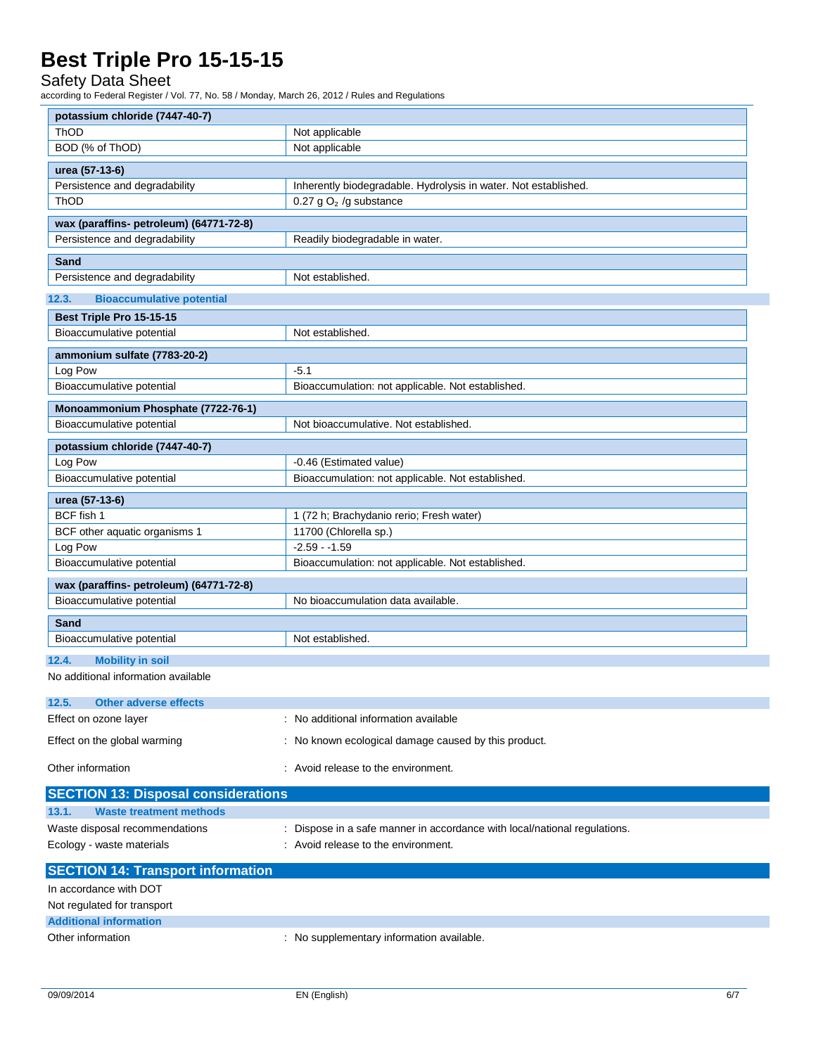| potassium chloride (7447-40-7) | |
|---|---|
| ThOD | Not applicable |
| BOD (% of ThOD) | Not applicable |

| urea (57-13-6) | |
|---|---|
| Persistence and degradability | Inherently biodegradable. Hydrolysis in water. Not established. |
| ThOD | 0.27 g $O_2$ /g substance |

| wax (paraffins- petroleum) (64771-72-8) | |
|---|---|
| Persistence and degradability | Readily biodegradable in water. |

| Sand | |
|---|---|
| Persistence and degradability | Not established. |

### 12.3. Bioaccumulative potential

| Best Triple Pro 15-15-15 | |
|---|---|
| Bioaccumulative potential | Not established. |

| ammonium sulfate (7783-20-2) | |
|---|---|
| Log Pow | -5.1 |
| Bioaccumulative potential | Bioaccumulation: not applicable. Not established. |

| Monoammonium Phosphate (7722-76-1) | |
|---|---|
| Bioaccumulative potential | Not bioaccumulative. Not established. |

| potassium chloride (7447-40-7) | |
|---|---|
| Log Pow | -0.46 (Estimated value) |
| Bioaccumulative potential | Bioaccumulation: not applicable. Not established. |

| urea (57-13-6) | |
|---|---|
| BCF fish 1 | 1 (72 h; Brachydanio rerio; Fresh water) |
| BCF other aquatic organisms 1 | 11700 (Chlorella sp.) |
| Log Pow | -2.59 - -1.59 |
| Bioaccumulative potential | Bioaccumulation: not applicable. Not established. |

| wax (paraffins- petroleum) (64771-72-8) | |
|---|---|
| Bioaccumulative potential | No bioaccumulation data available. |

| Sand | |
|---|---|
| Bioaccumulative potential | Not established. |

### 12.4. Mobility in soil

No additional information available

### 12.5. Other adverse effects

Effect on ozone layer : No additional information available

Effect on the global warming : No known ecological damage caused by this product.

Other information : Avoid release to the environment.

## SECTION 13: Disposal considerations

### 13.1. Waste treatment methods

Waste disposal recommendations : Dispose in a safe manner in accordance with local/national regulations.

Ecology - waste materials : Avoid release to the environment.

## SECTION 14: Transport information

In accordance with DOT

Not regulated for transport

### Additional information

Other information : No supplementary information available.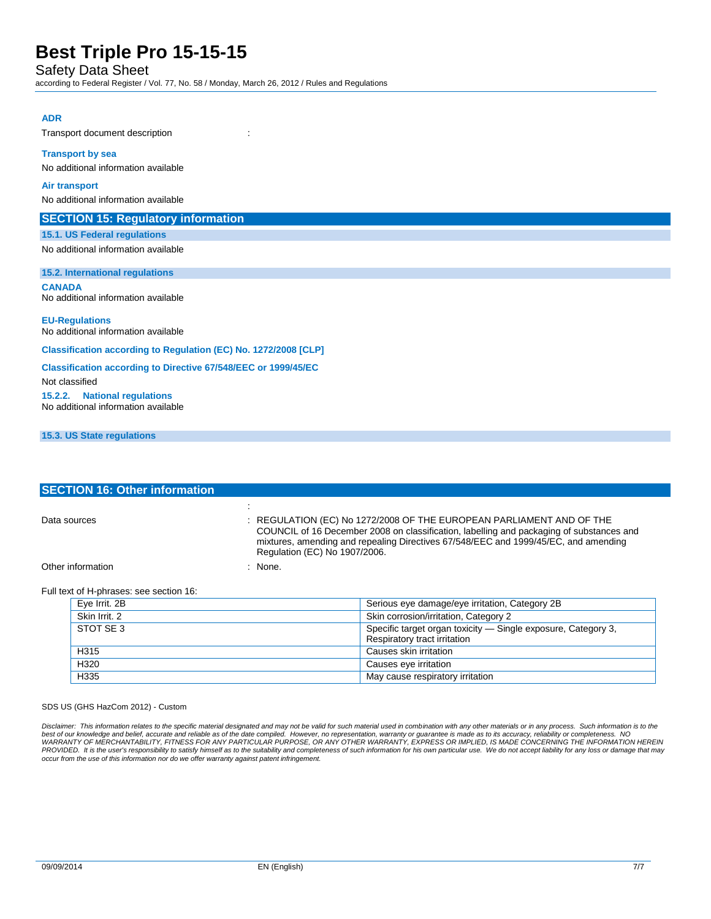**ADR**

Transport document description :

**Transport by sea**

No additional information available

**Air transport**

No additional information available

## SECTION 15: Regulatory information

### 15.1. US Federal regulations

No additional information available

### 15.2. International regulations

**CANADA**

No additional information available

**EU-Regulations**

No additional information available

**Classification according to Regulation (EC) No. 1272/2008 [CLP]**

**Classification according to Directive 67/548/EEC or 1999/45/EC**

Not classified

**15.2.2. National regulations**

No additional information available

### 15.3. US State regulations

## SECTION 16: Other information

:

Data sources : REGULATION (EC) No 1272/2008 OF THE EUROPEAN PARLIAMENT AND OF THE COUNCIL of 16 December 2008 on classification, labelling and packaging of substances and mixtures, amending and repealing Directives 67/548/EEC and 1999/45/EC, and amending Regulation (EC) No 1907/2006.

Other information : None.

Full text of H-phrases: see section 16:

| | |
|---|---|
| Eye Irrit. 2B | Serious eye damage/eye irritation, Category 2B |
| Skin Irrit. 2 | Skin corrosion/irritation, Category 2 |
| STOT SE 3 | Specific target organ toxicity — Single exposure, Category 3, Respiratory tract irritation |
| H315 | Causes skin irritation |
| H320 | Causes eye irritation |
| H335 | May cause respiratory irritation |

SDS US (GHS HazCom 2012) - Custom

*Disclaimer: This information relates to the specific material designated and may not be valid for such material used in combination with any other materials or in any process. Such information is to the best of our knowledge and belief, accurate and reliable as of the date compiled. However, no representation, warranty or guarantee is made as to its accuracy, reliability or completeness. NO WARRANTY OF MERCHANTABILITY, FITNESS FOR ANY PARTICULAR PURPOSE, OR ANY OTHER WARRANTY, EXPRESS OR IMPLIED, IS MADE CONCERNING THE INFORMATION HEREIN PROVIDED. It is the user's responsibility to satisfy himself as to the suitability and completeness of such information for his own particular use. We do not accept liability for any loss or damage that may occur from the use of this information nor do we offer warranty against patent infringement.*